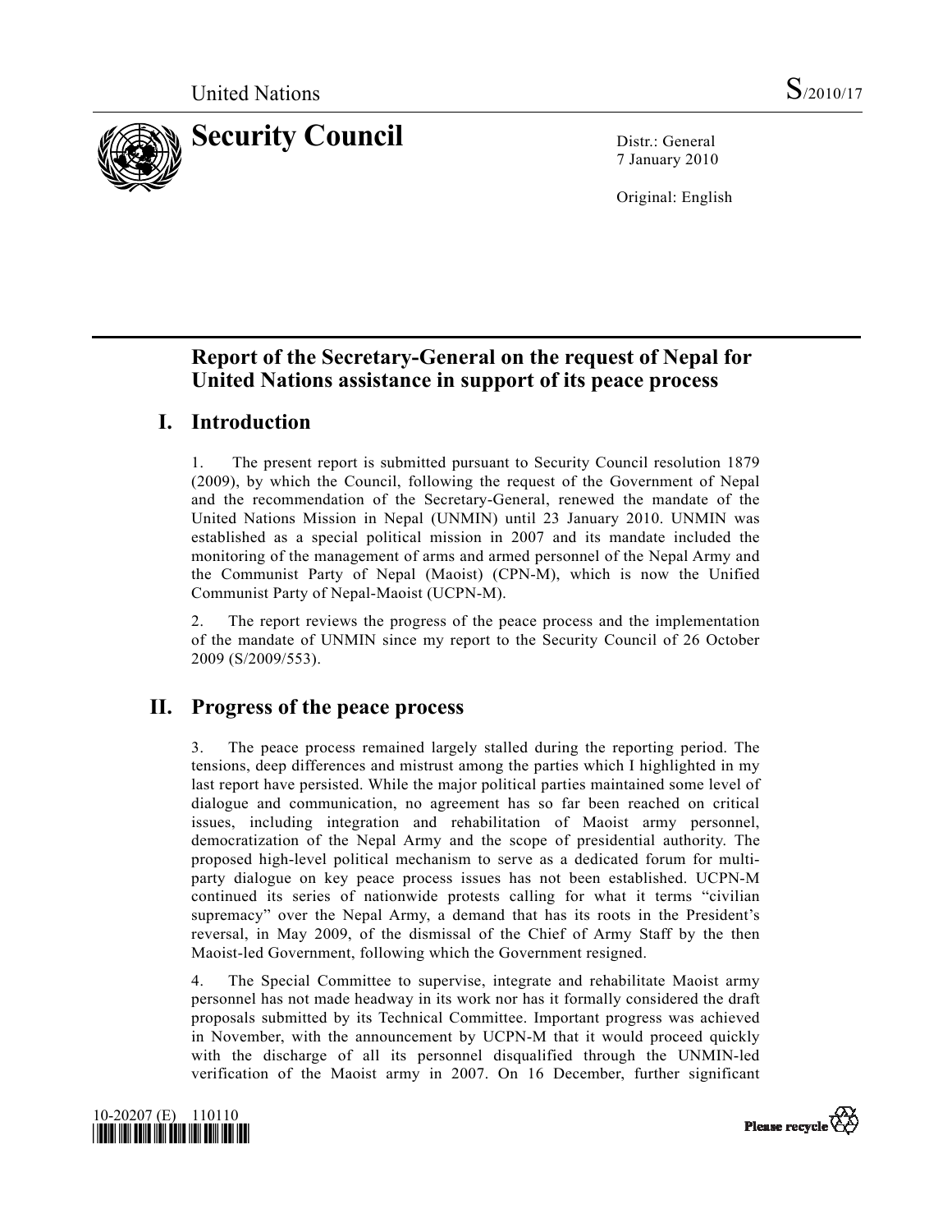United Nations S/2010/17

# Security Council

Distr.: General
7 January 2010

Original: English

## Report of the Secretary-General on the request of Nepal for United Nations assistance in support of its peace process

### I. Introduction

1. The present report is submitted pursuant to Security Council resolution 1879 (2009), by which the Council, following the request of the Government of Nepal and the recommendation of the Secretary-General, renewed the mandate of the United Nations Mission in Nepal (UNMIN) until 23 January 2010. UNMIN was established as a special political mission in 2007 and its mandate included the monitoring of the management of arms and armed personnel of the Nepal Army and the Communist Party of Nepal (Maoist) (CPN-M), which is now the Unified Communist Party of Nepal-Maoist (UCPN-M).

2. The report reviews the progress of the peace process and the implementation of the mandate of UNMIN since my report to the Security Council of 26 October 2009 (S/2009/553).

### II. Progress of the peace process

3. The peace process remained largely stalled during the reporting period. The tensions, deep differences and mistrust among the parties which I highlighted in my last report have persisted. While the major political parties maintained some level of dialogue and communication, no agreement has so far been reached on critical issues, including integration and rehabilitation of Maoist army personnel, democratization of the Nepal Army and the scope of presidential authority. The proposed high-level political mechanism to serve as a dedicated forum for multi-party dialogue on key peace process issues has not been established. UCPN-M continued its series of nationwide protests calling for what it terms "civilian supremacy" over the Nepal Army, a demand that has its roots in the President's reversal, in May 2009, of the dismissal of the Chief of Army Staff by the then Maoist-led Government, following which the Government resigned.

4. The Special Committee to supervise, integrate and rehabilitate Maoist army personnel has not made headway in its work nor has it formally considered the draft proposals submitted by its Technical Committee. Important progress was achieved in November, with the announcement by UCPN-M that it would proceed quickly with the discharge of all its personnel disqualified through the UNMIN-led verification of the Maoist army in 2007. On 16 December, further significant

10-20207 (E) 110110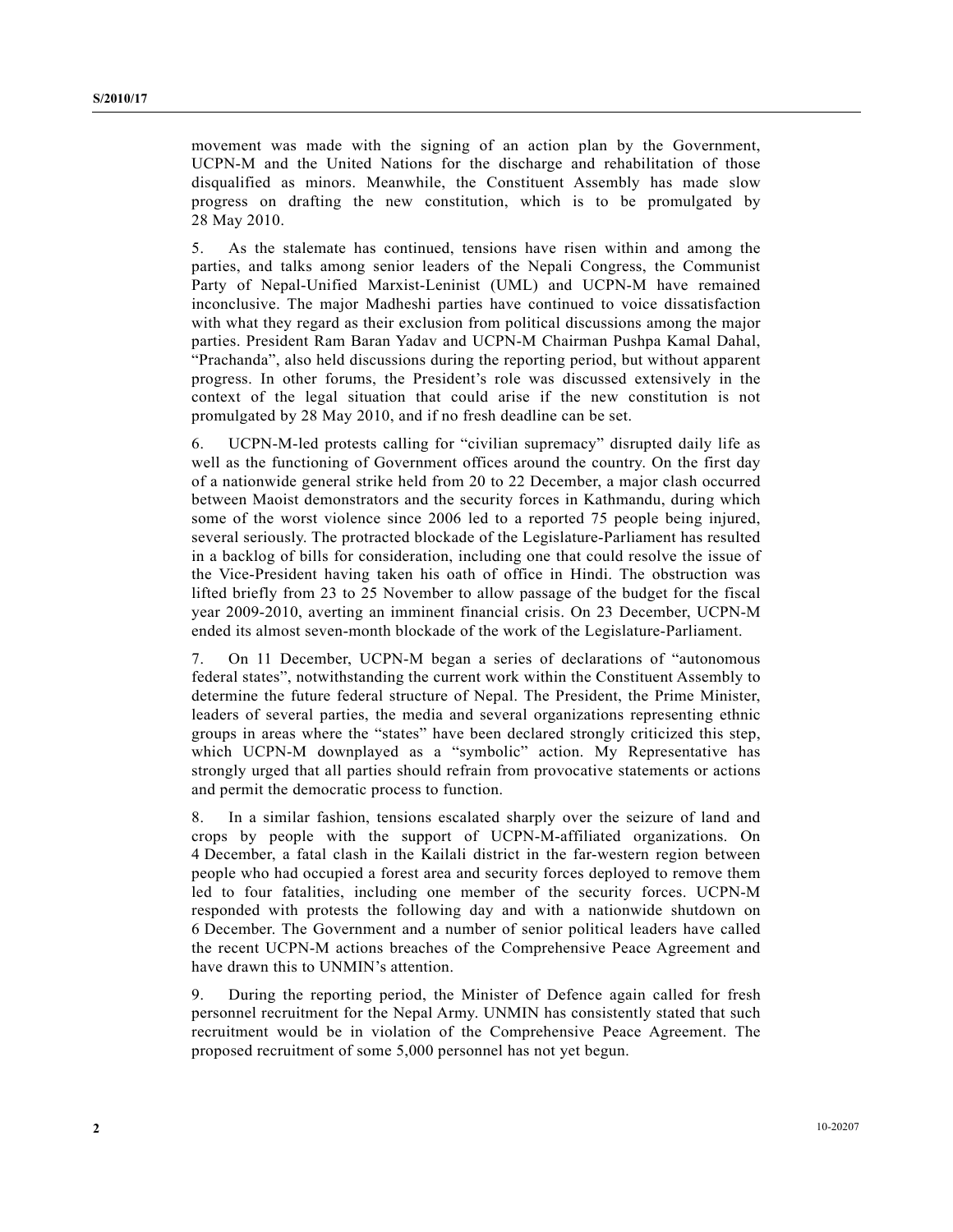movement was made with the signing of an action plan by the Government, UCPN-M and the United Nations for the discharge and rehabilitation of those disqualified as minors. Meanwhile, the Constituent Assembly has made slow progress on drafting the new constitution, which is to be promulgated by 28 May 2010.

5. As the stalemate has continued, tensions have risen within and among the parties, and talks among senior leaders of the Nepali Congress, the Communist Party of Nepal-Unified Marxist-Leninist (UML) and UCPN-M have remained inconclusive. The major Madheshi parties have continued to voice dissatisfaction with what they regard as their exclusion from political discussions among the major parties. President Ram Baran Yadav and UCPN-M Chairman Pushpa Kamal Dahal, "Prachanda", also held discussions during the reporting period, but without apparent progress. In other forums, the President's role was discussed extensively in the context of the legal situation that could arise if the new constitution is not promulgated by 28 May 2010, and if no fresh deadline can be set.

6. UCPN-M-led protests calling for "civilian supremacy" disrupted daily life as well as the functioning of Government offices around the country. On the first day of a nationwide general strike held from 20 to 22 December, a major clash occurred between Maoist demonstrators and the security forces in Kathmandu, during which some of the worst violence since 2006 led to a reported 75 people being injured, several seriously. The protracted blockade of the Legislature-Parliament has resulted in a backlog of bills for consideration, including one that could resolve the issue of the Vice-President having taken his oath of office in Hindi. The obstruction was lifted briefly from 23 to 25 November to allow passage of the budget for the fiscal year 2009-2010, averting an imminent financial crisis. On 23 December, UCPN-M ended its almost seven-month blockade of the work of the Legislature-Parliament.

7. On 11 December, UCPN-M began a series of declarations of "autonomous federal states", notwithstanding the current work within the Constituent Assembly to determine the future federal structure of Nepal. The President, the Prime Minister, leaders of several parties, the media and several organizations representing ethnic groups in areas where the "states" have been declared strongly criticized this step, which UCPN-M downplayed as a "symbolic" action. My Representative has strongly urged that all parties should refrain from provocative statements or actions and permit the democratic process to function.

8. In a similar fashion, tensions escalated sharply over the seizure of land and crops by people with the support of UCPN-M-affiliated organizations. On 4 December, a fatal clash in the Kailali district in the far-western region between people who had occupied a forest area and security forces deployed to remove them led to four fatalities, including one member of the security forces. UCPN-M responded with protests the following day and with a nationwide shutdown on 6 December. The Government and a number of senior political leaders have called the recent UCPN-M actions breaches of the Comprehensive Peace Agreement and have drawn this to UNMIN's attention.

9. During the reporting period, the Minister of Defence again called for fresh personnel recruitment for the Nepal Army. UNMIN has consistently stated that such recruitment would be in violation of the Comprehensive Peace Agreement. The proposed recruitment of some 5,000 personnel has not yet begun.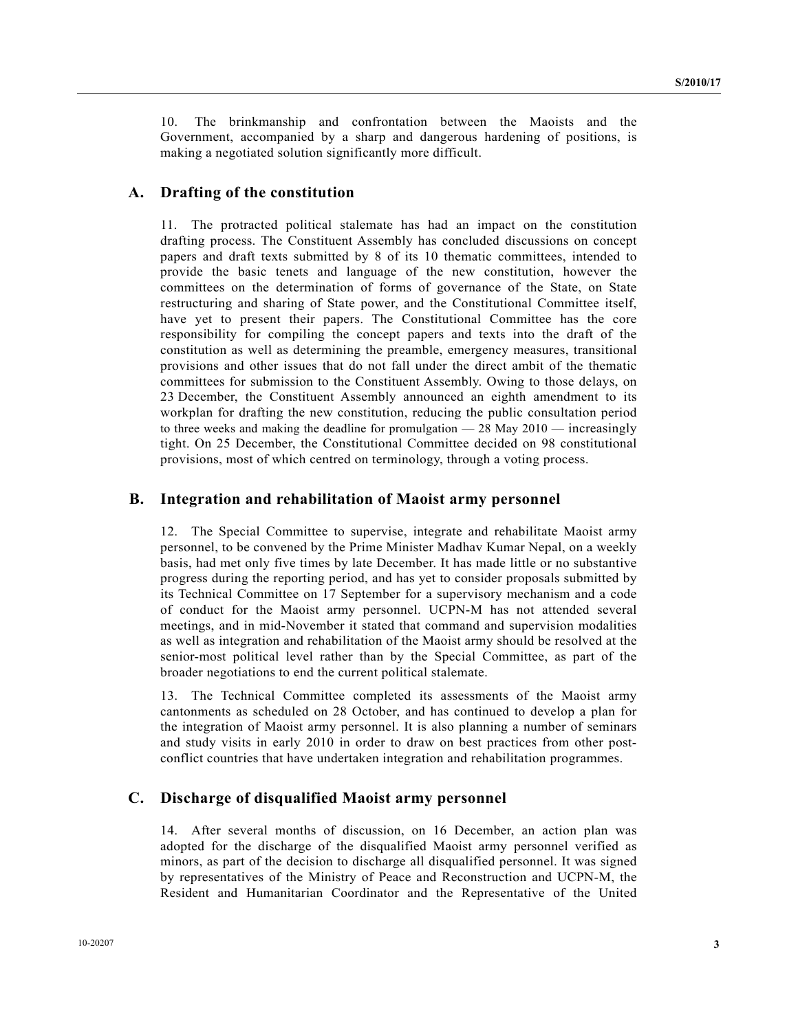10. The brinkmanship and confrontation between the Maoists and the Government, accompanied by a sharp and dangerous hardening of positions, is making a negotiated solution significantly more difficult.

## A. Drafting of the constitution

11. The protracted political stalemate has had an impact on the constitution drafting process. The Constituent Assembly has concluded discussions on concept papers and draft texts submitted by 8 of its 10 thematic committees, intended to provide the basic tenets and language of the new constitution, however the committees on the determination of forms of governance of the State, on State restructuring and sharing of State power, and the Constitutional Committee itself, have yet to present their papers. The Constitutional Committee has the core responsibility for compiling the concept papers and texts into the draft of the constitution as well as determining the preamble, emergency measures, transitional provisions and other issues that do not fall under the direct ambit of the thematic committees for submission to the Constituent Assembly. Owing to those delays, on 23 December, the Constituent Assembly announced an eighth amendment to its workplan for drafting the new constitution, reducing the public consultation period to three weeks and making the deadline for promulgation — 28 May 2010 — increasingly tight. On 25 December, the Constitutional Committee decided on 98 constitutional provisions, most of which centred on terminology, through a voting process.

## B. Integration and rehabilitation of Maoist army personnel

12. The Special Committee to supervise, integrate and rehabilitate Maoist army personnel, to be convened by the Prime Minister Madhav Kumar Nepal, on a weekly basis, had met only five times by late December. It has made little or no substantive progress during the reporting period, and has yet to consider proposals submitted by its Technical Committee on 17 September for a supervisory mechanism and a code of conduct for the Maoist army personnel. UCPN-M has not attended several meetings, and in mid-November it stated that command and supervision modalities as well as integration and rehabilitation of the Maoist army should be resolved at the senior-most political level rather than by the Special Committee, as part of the broader negotiations to end the current political stalemate.

13. The Technical Committee completed its assessments of the Maoist army cantonments as scheduled on 28 October, and has continued to develop a plan for the integration of Maoist army personnel. It is also planning a number of seminars and study visits in early 2010 in order to draw on best practices from other post-conflict countries that have undertaken integration and rehabilitation programmes.

## C. Discharge of disqualified Maoist army personnel

14. After several months of discussion, on 16 December, an action plan was adopted for the discharge of the disqualified Maoist army personnel verified as minors, as part of the decision to discharge all disqualified personnel. It was signed by representatives of the Ministry of Peace and Reconstruction and UCPN-M, the Resident and Humanitarian Coordinator and the Representative of the United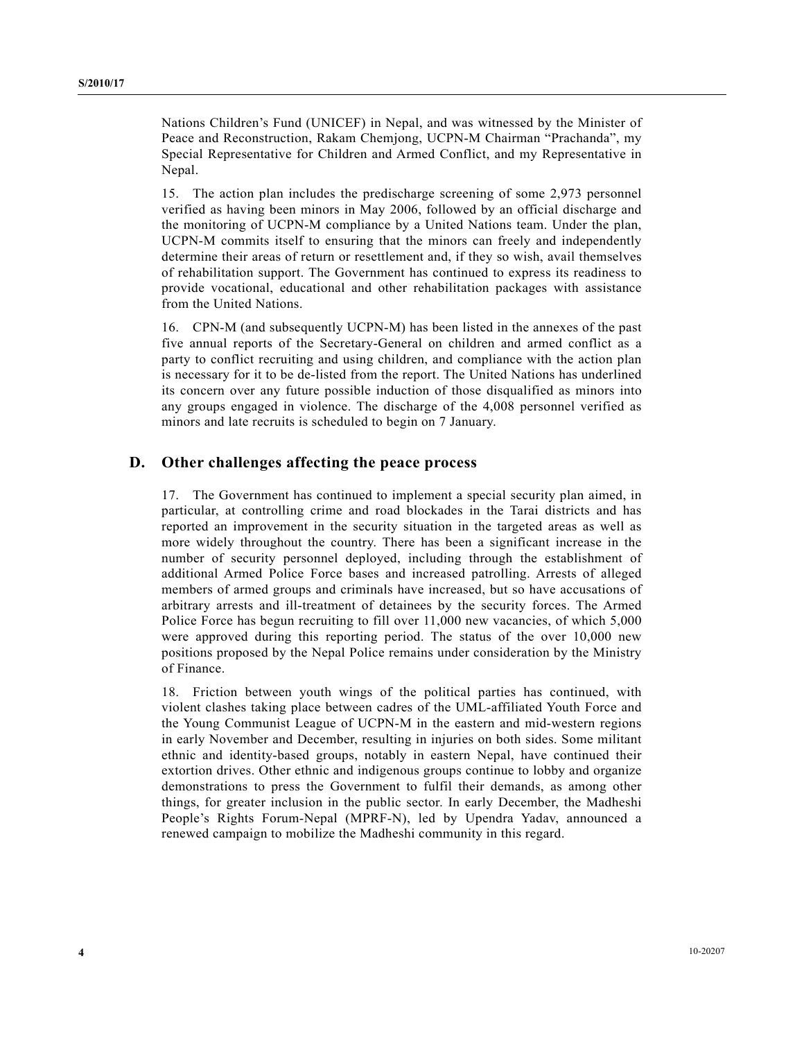Nations Children's Fund (UNICEF) in Nepal, and was witnessed by the Minister of Peace and Reconstruction, Rakam Chemjong, UCPN-M Chairman "Prachanda", my Special Representative for Children and Armed Conflict, and my Representative in Nepal.

15. The action plan includes the predischarge screening of some 2,973 personnel verified as having been minors in May 2006, followed by an official discharge and the monitoring of UCPN-M compliance by a United Nations team. Under the plan, UCPN-M commits itself to ensuring that the minors can freely and independently determine their areas of return or resettlement and, if they so wish, avail themselves of rehabilitation support. The Government has continued to express its readiness to provide vocational, educational and other rehabilitation packages with assistance from the United Nations.

16. CPN-M (and subsequently UCPN-M) has been listed in the annexes of the past five annual reports of the Secretary-General on children and armed conflict as a party to conflict recruiting and using children, and compliance with the action plan is necessary for it to be de-listed from the report. The United Nations has underlined its concern over any future possible induction of those disqualified as minors into any groups engaged in violence. The discharge of the 4,008 personnel verified as minors and late recruits is scheduled to begin on 7 January.

## D. Other challenges affecting the peace process

17. The Government has continued to implement a special security plan aimed, in particular, at controlling crime and road blockades in the Tarai districts and has reported an improvement in the security situation in the targeted areas as well as more widely throughout the country. There has been a significant increase in the number of security personnel deployed, including through the establishment of additional Armed Police Force bases and increased patrolling. Arrests of alleged members of armed groups and criminals have increased, but so have accusations of arbitrary arrests and ill-treatment of detainees by the security forces. The Armed Police Force has begun recruiting to fill over 11,000 new vacancies, of which 5,000 were approved during this reporting period. The status of the over 10,000 new positions proposed by the Nepal Police remains under consideration by the Ministry of Finance.

18. Friction between youth wings of the political parties has continued, with violent clashes taking place between cadres of the UML-affiliated Youth Force and the Young Communist League of UCPN-M in the eastern and mid-western regions in early November and December, resulting in injuries on both sides. Some militant ethnic and identity-based groups, notably in eastern Nepal, have continued their extortion drives. Other ethnic and indigenous groups continue to lobby and organize demonstrations to press the Government to fulfil their demands, as among other things, for greater inclusion in the public sector. In early December, the Madheshi People's Rights Forum-Nepal (MPRF-N), led by Upendra Yadav, announced a renewed campaign to mobilize the Madheshi community in this regard.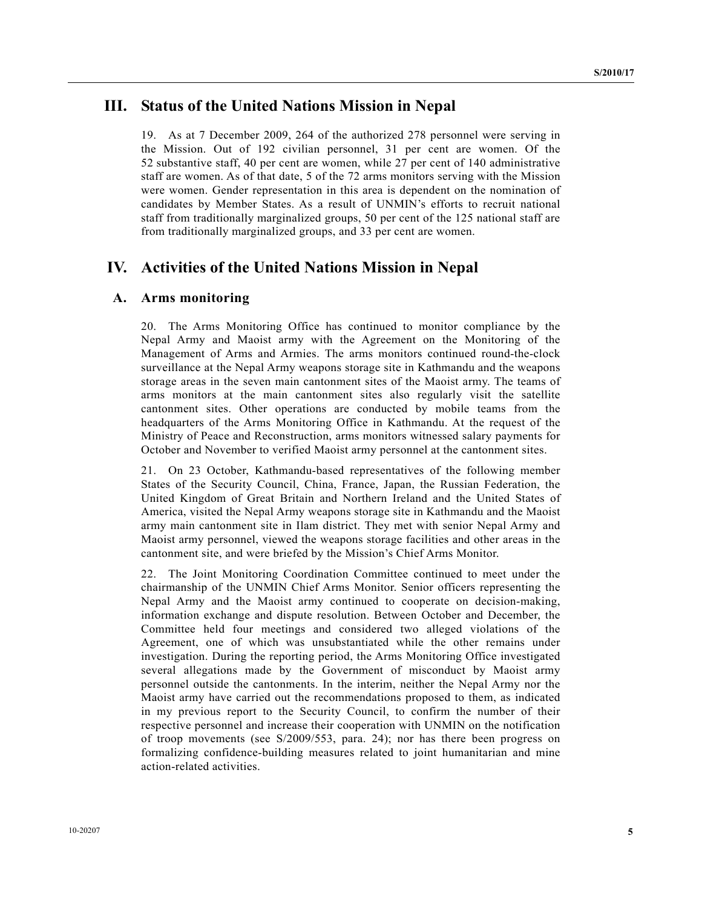## III. Status of the United Nations Mission in Nepal

19. As at 7 December 2009, 264 of the authorized 278 personnel were serving in the Mission. Out of 192 civilian personnel, 31 per cent are women. Of the 52 substantive staff, 40 per cent are women, while 27 per cent of 140 administrative staff are women. As of that date, 5 of the 72 arms monitors serving with the Mission were women. Gender representation in this area is dependent on the nomination of candidates by Member States. As a result of UNMIN's efforts to recruit national staff from traditionally marginalized groups, 50 per cent of the 125 national staff are from traditionally marginalized groups, and 33 per cent are women.

## IV. Activities of the United Nations Mission in Nepal

### A. Arms monitoring

20. The Arms Monitoring Office has continued to monitor compliance by the Nepal Army and Maoist army with the Agreement on the Monitoring of the Management of Arms and Armies. The arms monitors continued round-the-clock surveillance at the Nepal Army weapons storage site in Kathmandu and the weapons storage areas in the seven main cantonment sites of the Maoist army. The teams of arms monitors at the main cantonment sites also regularly visit the satellite cantonment sites. Other operations are conducted by mobile teams from the headquarters of the Arms Monitoring Office in Kathmandu. At the request of the Ministry of Peace and Reconstruction, arms monitors witnessed salary payments for October and November to verified Maoist army personnel at the cantonment sites.

21. On 23 October, Kathmandu-based representatives of the following member States of the Security Council, China, France, Japan, the Russian Federation, the United Kingdom of Great Britain and Northern Ireland and the United States of America, visited the Nepal Army weapons storage site in Kathmandu and the Maoist army main cantonment site in Ilam district. They met with senior Nepal Army and Maoist army personnel, viewed the weapons storage facilities and other areas in the cantonment site, and were briefed by the Mission's Chief Arms Monitor.

22. The Joint Monitoring Coordination Committee continued to meet under the chairmanship of the UNMIN Chief Arms Monitor. Senior officers representing the Nepal Army and the Maoist army continued to cooperate on decision-making, information exchange and dispute resolution. Between October and December, the Committee held four meetings and considered two alleged violations of the Agreement, one of which was unsubstantiated while the other remains under investigation. During the reporting period, the Arms Monitoring Office investigated several allegations made by the Government of misconduct by Maoist army personnel outside the cantonments. In the interim, neither the Nepal Army nor the Maoist army have carried out the recommendations proposed to them, as indicated in my previous report to the Security Council, to confirm the number of their respective personnel and increase their cooperation with UNMIN on the notification of troop movements (see S/2009/553, para. 24); nor has there been progress on formalizing confidence-building measures related to joint humanitarian and mine action-related activities.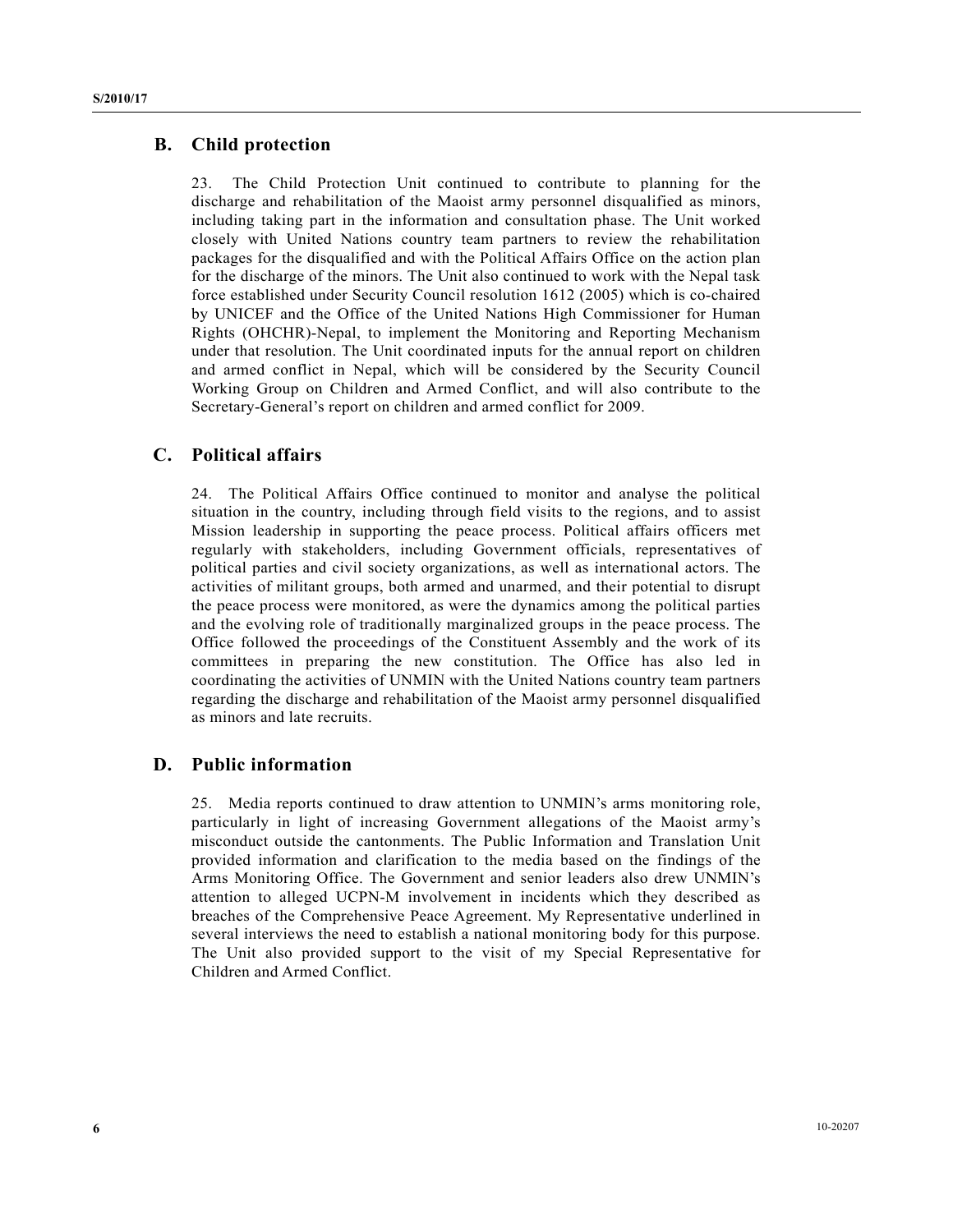## B. Child protection

23. The Child Protection Unit continued to contribute to planning for the discharge and rehabilitation of the Maoist army personnel disqualified as minors, including taking part in the information and consultation phase. The Unit worked closely with United Nations country team partners to review the rehabilitation packages for the disqualified and with the Political Affairs Office on the action plan for the discharge of the minors. The Unit also continued to work with the Nepal task force established under Security Council resolution 1612 (2005) which is co-chaired by UNICEF and the Office of the United Nations High Commissioner for Human Rights (OHCHR)-Nepal, to implement the Monitoring and Reporting Mechanism under that resolution. The Unit coordinated inputs for the annual report on children and armed conflict in Nepal, which will be considered by the Security Council Working Group on Children and Armed Conflict, and will also contribute to the Secretary-General's report on children and armed conflict for 2009.

## C. Political affairs

24. The Political Affairs Office continued to monitor and analyse the political situation in the country, including through field visits to the regions, and to assist Mission leadership in supporting the peace process. Political affairs officers met regularly with stakeholders, including Government officials, representatives of political parties and civil society organizations, as well as international actors. The activities of militant groups, both armed and unarmed, and their potential to disrupt the peace process were monitored, as were the dynamics among the political parties and the evolving role of traditionally marginalized groups in the peace process. The Office followed the proceedings of the Constituent Assembly and the work of its committees in preparing the new constitution. The Office has also led in coordinating the activities of UNMIN with the United Nations country team partners regarding the discharge and rehabilitation of the Maoist army personnel disqualified as minors and late recruits.

## D. Public information

25. Media reports continued to draw attention to UNMIN's arms monitoring role, particularly in light of increasing Government allegations of the Maoist army's misconduct outside the cantonments. The Public Information and Translation Unit provided information and clarification to the media based on the findings of the Arms Monitoring Office. The Government and senior leaders also drew UNMIN's attention to alleged UCPN-M involvement in incidents which they described as breaches of the Comprehensive Peace Agreement. My Representative underlined in several interviews the need to establish a national monitoring body for this purpose. The Unit also provided support to the visit of my Special Representative for Children and Armed Conflict.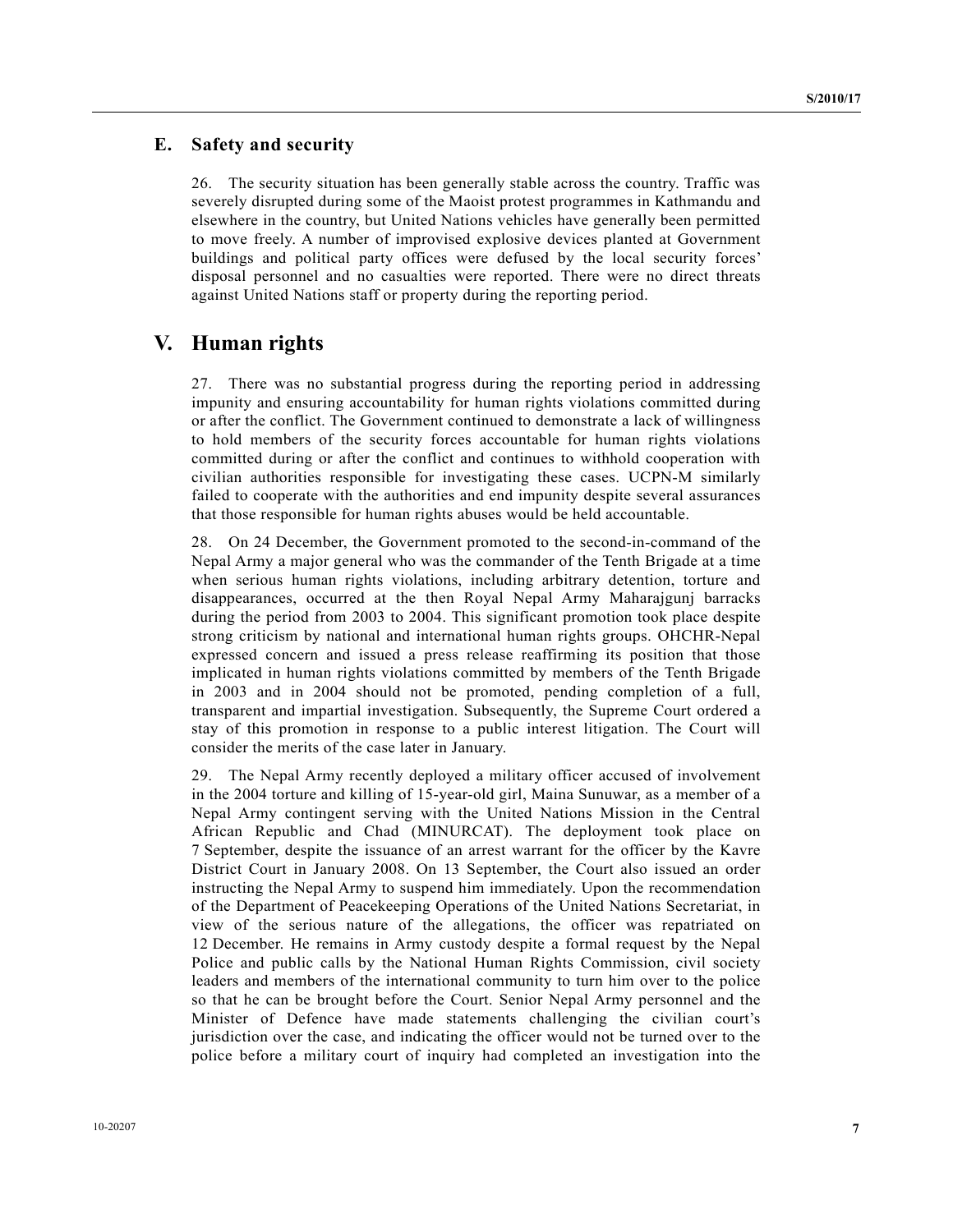### E. Safety and security

26. The security situation has been generally stable across the country. Traffic was severely disrupted during some of the Maoist protest programmes in Kathmandu and elsewhere in the country, but United Nations vehicles have generally been permitted to move freely. A number of improvised explosive devices planted at Government buildings and political party offices were defused by the local security forces' disposal personnel and no casualties were reported. There were no direct threats against United Nations staff or property during the reporting period.

## V. Human rights

27. There was no substantial progress during the reporting period in addressing impunity and ensuring accountability for human rights violations committed during or after the conflict. The Government continued to demonstrate a lack of willingness to hold members of the security forces accountable for human rights violations committed during or after the conflict and continues to withhold cooperation with civilian authorities responsible for investigating these cases. UCPN-M similarly failed to cooperate with the authorities and end impunity despite several assurances that those responsible for human rights abuses would be held accountable.

28. On 24 December, the Government promoted to the second-in-command of the Nepal Army a major general who was the commander of the Tenth Brigade at a time when serious human rights violations, including arbitrary detention, torture and disappearances, occurred at the then Royal Nepal Army Maharajgunj barracks during the period from 2003 to 2004. This significant promotion took place despite strong criticism by national and international human rights groups. OHCHR-Nepal expressed concern and issued a press release reaffirming its position that those implicated in human rights violations committed by members of the Tenth Brigade in 2003 and in 2004 should not be promoted, pending completion of a full, transparent and impartial investigation. Subsequently, the Supreme Court ordered a stay of this promotion in response to a public interest litigation. The Court will consider the merits of the case later in January.

29. The Nepal Army recently deployed a military officer accused of involvement in the 2004 torture and killing of 15-year-old girl, Maina Sunuwar, as a member of a Nepal Army contingent serving with the United Nations Mission in the Central African Republic and Chad (MINURCAT). The deployment took place on 7 September, despite the issuance of an arrest warrant for the officer by the Kavre District Court in January 2008. On 13 September, the Court also issued an order instructing the Nepal Army to suspend him immediately. Upon the recommendation of the Department of Peacekeeping Operations of the United Nations Secretariat, in view of the serious nature of the allegations, the officer was repatriated on 12 December. He remains in Army custody despite a formal request by the Nepal Police and public calls by the National Human Rights Commission, civil society leaders and members of the international community to turn him over to the police so that he can be brought before the Court. Senior Nepal Army personnel and the Minister of Defence have made statements challenging the civilian court's jurisdiction over the case, and indicating the officer would not be turned over to the police before a military court of inquiry had completed an investigation into the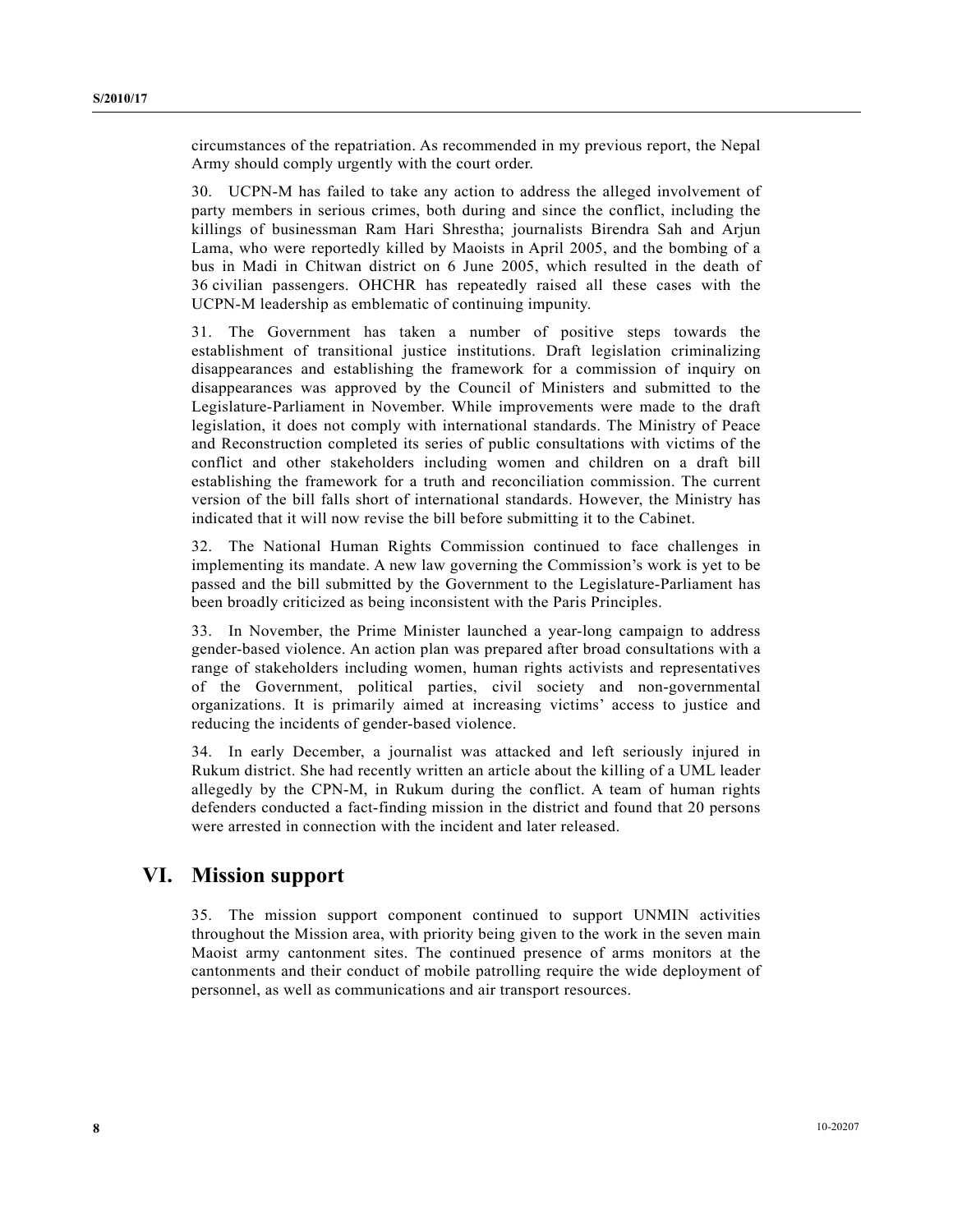circumstances of the repatriation. As recommended in my previous report, the Nepal Army should comply urgently with the court order.

30. UCPN-M has failed to take any action to address the alleged involvement of party members in serious crimes, both during and since the conflict, including the killings of businessman Ram Hari Shrestha; journalists Birendra Sah and Arjun Lama, who were reportedly killed by Maoists in April 2005, and the bombing of a bus in Madi in Chitwan district on 6 June 2005, which resulted in the death of 36 civilian passengers. OHCHR has repeatedly raised all these cases with the UCPN-M leadership as emblematic of continuing impunity.

31. The Government has taken a number of positive steps towards the establishment of transitional justice institutions. Draft legislation criminalizing disappearances and establishing the framework for a commission of inquiry on disappearances was approved by the Council of Ministers and submitted to the Legislature-Parliament in November. While improvements were made to the draft legislation, it does not comply with international standards. The Ministry of Peace and Reconstruction completed its series of public consultations with victims of the conflict and other stakeholders including women and children on a draft bill establishing the framework for a truth and reconciliation commission. The current version of the bill falls short of international standards. However, the Ministry has indicated that it will now revise the bill before submitting it to the Cabinet.

32. The National Human Rights Commission continued to face challenges in implementing its mandate. A new law governing the Commission's work is yet to be passed and the bill submitted by the Government to the Legislature-Parliament has been broadly criticized as being inconsistent with the Paris Principles.

33. In November, the Prime Minister launched a year-long campaign to address gender-based violence. An action plan was prepared after broad consultations with a range of stakeholders including women, human rights activists and representatives of the Government, political parties, civil society and non-governmental organizations. It is primarily aimed at increasing victims' access to justice and reducing the incidents of gender-based violence.

34. In early December, a journalist was attacked and left seriously injured in Rukum district. She had recently written an article about the killing of a UML leader allegedly by the CPN-M, in Rukum during the conflict. A team of human rights defenders conducted a fact-finding mission in the district and found that 20 persons were arrested in connection with the incident and later released.

## VI. Mission support

35. The mission support component continued to support UNMIN activities throughout the Mission area, with priority being given to the work in the seven main Maoist army cantonment sites. The continued presence of arms monitors at the cantonments and their conduct of mobile patrolling require the wide deployment of personnel, as well as communications and air transport resources.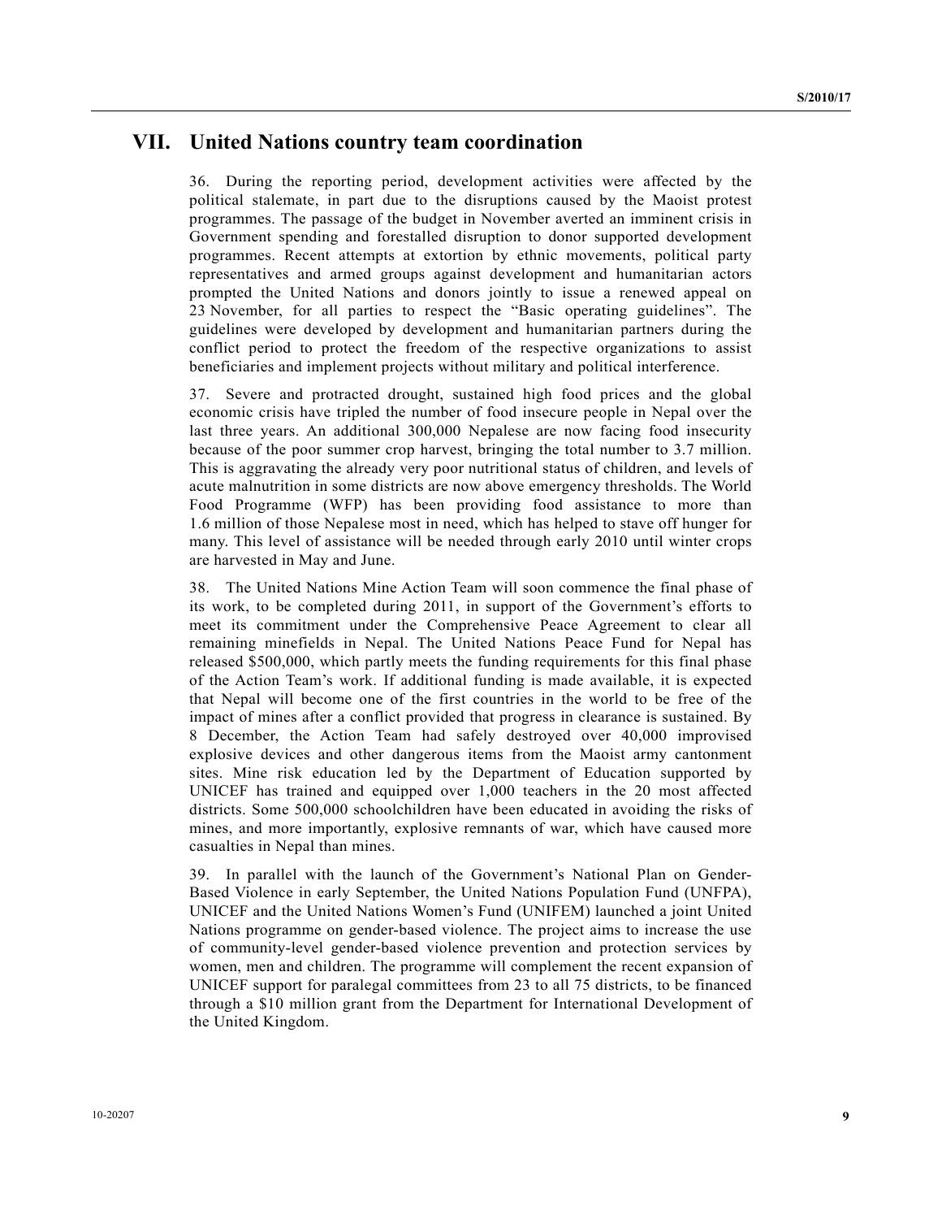## VII. United Nations country team coordination

36. During the reporting period, development activities were affected by the political stalemate, in part due to the disruptions caused by the Maoist protest programmes. The passage of the budget in November averted an imminent crisis in Government spending and forestalled disruption to donor supported development programmes. Recent attempts at extortion by ethnic movements, political party representatives and armed groups against development and humanitarian actors prompted the United Nations and donors jointly to issue a renewed appeal on 23 November, for all parties to respect the "Basic operating guidelines". The guidelines were developed by development and humanitarian partners during the conflict period to protect the freedom of the respective organizations to assist beneficiaries and implement projects without military and political interference.

37. Severe and protracted drought, sustained high food prices and the global economic crisis have tripled the number of food insecure people in Nepal over the last three years. An additional 300,000 Nepalese are now facing food insecurity because of the poor summer crop harvest, bringing the total number to 3.7 million. This is aggravating the already very poor nutritional status of children, and levels of acute malnutrition in some districts are now above emergency thresholds. The World Food Programme (WFP) has been providing food assistance to more than 1.6 million of those Nepalese most in need, which has helped to stave off hunger for many. This level of assistance will be needed through early 2010 until winter crops are harvested in May and June.

38. The United Nations Mine Action Team will soon commence the final phase of its work, to be completed during 2011, in support of the Government's efforts to meet its commitment under the Comprehensive Peace Agreement to clear all remaining minefields in Nepal. The United Nations Peace Fund for Nepal has released $500,000, which partly meets the funding requirements for this final phase of the Action Team's work. If additional funding is made available, it is expected that Nepal will become one of the first countries in the world to be free of the impact of mines after a conflict provided that progress in clearance is sustained. By 8 December, the Action Team had safely destroyed over 40,000 improvised explosive devices and other dangerous items from the Maoist army cantonment sites. Mine risk education led by the Department of Education supported by UNICEF has trained and equipped over 1,000 teachers in the 20 most affected districts. Some 500,000 schoolchildren have been educated in avoiding the risks of mines, and more importantly, explosive remnants of war, which have caused more casualties in Nepal than mines.

39. In parallel with the launch of the Government's National Plan on Gender-Based Violence in early September, the United Nations Population Fund (UNFPA), UNICEF and the United Nations Women's Fund (UNIFEM) launched a joint United Nations programme on gender-based violence. The project aims to increase the use of community-level gender-based violence prevention and protection services by women, men and children. The programme will complement the recent expansion of UNICEF support for paralegal committees from 23 to all 75 districts, to be financed through a $10 million grant from the Department for International Development of the United Kingdom.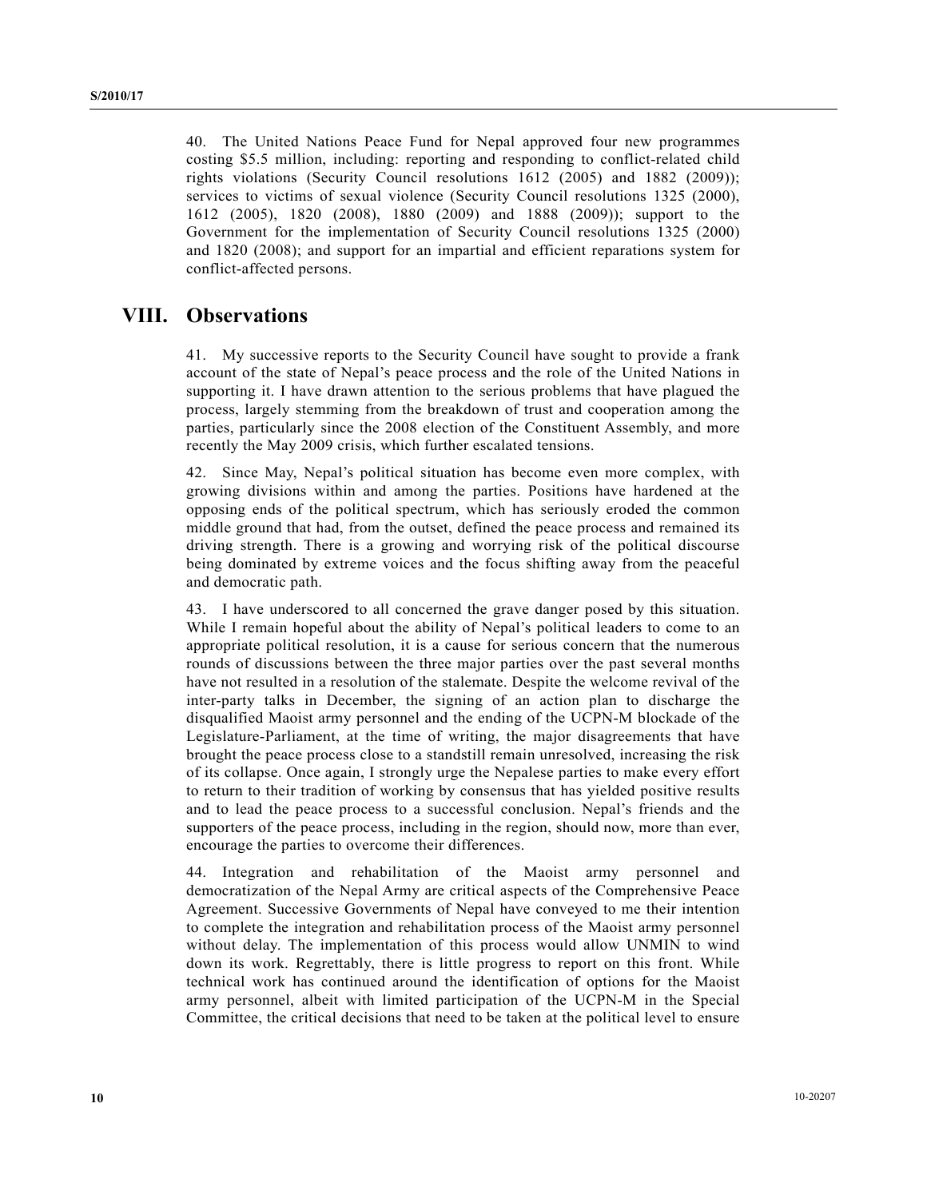40. The United Nations Peace Fund for Nepal approved four new programmes costing $5.5 million, including: reporting and responding to conflict-related child rights violations (Security Council resolutions 1612 (2005) and 1882 (2009)); services to victims of sexual violence (Security Council resolutions 1325 (2000), 1612 (2005), 1820 (2008), 1880 (2009) and 1888 (2009)); support to the Government for the implementation of Security Council resolutions 1325 (2000) and 1820 (2008); and support for an impartial and efficient reparations system for conflict-affected persons.

## VIII. Observations

41. My successive reports to the Security Council have sought to provide a frank account of the state of Nepal's peace process and the role of the United Nations in supporting it. I have drawn attention to the serious problems that have plagued the process, largely stemming from the breakdown of trust and cooperation among the parties, particularly since the 2008 election of the Constituent Assembly, and more recently the May 2009 crisis, which further escalated tensions.

42. Since May, Nepal's political situation has become even more complex, with growing divisions within and among the parties. Positions have hardened at the opposing ends of the political spectrum, which has seriously eroded the common middle ground that had, from the outset, defined the peace process and remained its driving strength. There is a growing and worrying risk of the political discourse being dominated by extreme voices and the focus shifting away from the peaceful and democratic path.

43. I have underscored to all concerned the grave danger posed by this situation. While I remain hopeful about the ability of Nepal's political leaders to come to an appropriate political resolution, it is a cause for serious concern that the numerous rounds of discussions between the three major parties over the past several months have not resulted in a resolution of the stalemate. Despite the welcome revival of the inter-party talks in December, the signing of an action plan to discharge the disqualified Maoist army personnel and the ending of the UCPN-M blockade of the Legislature-Parliament, at the time of writing, the major disagreements that have brought the peace process close to a standstill remain unresolved, increasing the risk of its collapse. Once again, I strongly urge the Nepalese parties to make every effort to return to their tradition of working by consensus that has yielded positive results and to lead the peace process to a successful conclusion. Nepal's friends and the supporters of the peace process, including in the region, should now, more than ever, encourage the parties to overcome their differences.

44. Integration and rehabilitation of the Maoist army personnel and democratization of the Nepal Army are critical aspects of the Comprehensive Peace Agreement. Successive Governments of Nepal have conveyed to me their intention to complete the integration and rehabilitation process of the Maoist army personnel without delay. The implementation of this process would allow UNMIN to wind down its work. Regrettably, there is little progress to report on this front. While technical work has continued around the identification of options for the Maoist army personnel, albeit with limited participation of the UCPN-M in the Special Committee, the critical decisions that need to be taken at the political level to ensure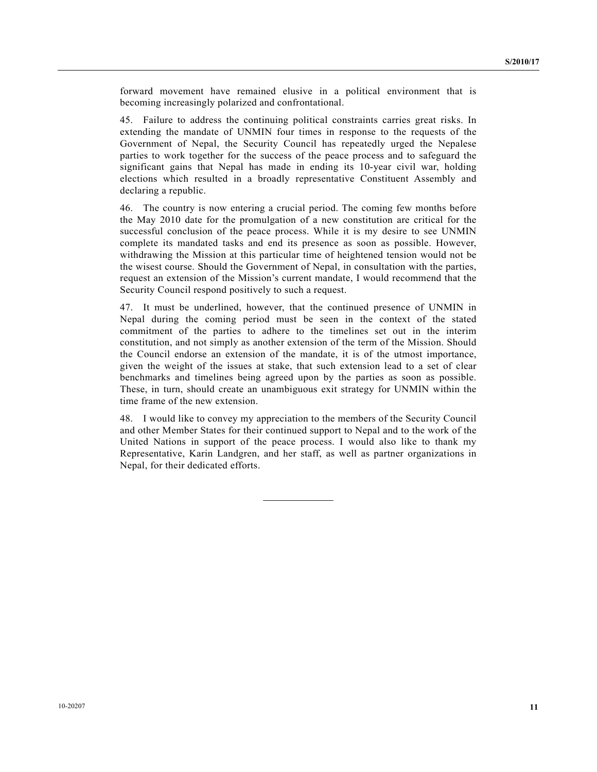forward movement have remained elusive in a political environment that is becoming increasingly polarized and confrontational.

45. Failure to address the continuing political constraints carries great risks. In extending the mandate of UNMIN four times in response to the requests of the Government of Nepal, the Security Council has repeatedly urged the Nepalese parties to work together for the success of the peace process and to safeguard the significant gains that Nepal has made in ending its 10-year civil war, holding elections which resulted in a broadly representative Constituent Assembly and declaring a republic.

46. The country is now entering a crucial period. The coming few months before the May 2010 date for the promulgation of a new constitution are critical for the successful conclusion of the peace process. While it is my desire to see UNMIN complete its mandated tasks and end its presence as soon as possible. However, withdrawing the Mission at this particular time of heightened tension would not be the wisest course. Should the Government of Nepal, in consultation with the parties, request an extension of the Mission's current mandate, I would recommend that the Security Council respond positively to such a request.

47. It must be underlined, however, that the continued presence of UNMIN in Nepal during the coming period must be seen in the context of the stated commitment of the parties to adhere to the timelines set out in the interim constitution, and not simply as another extension of the term of the Mission. Should the Council endorse an extension of the mandate, it is of the utmost importance, given the weight of the issues at stake, that such extension lead to a set of clear benchmarks and timelines being agreed upon by the parties as soon as possible. These, in turn, should create an unambiguous exit strategy for UNMIN within the time frame of the new extension.

48. I would like to convey my appreciation to the members of the Security Council and other Member States for their continued support to Nepal and to the work of the United Nations in support of the peace process. I would also like to thank my Representative, Karin Landgren, and her staff, as well as partner organizations in Nepal, for their dedicated efforts.